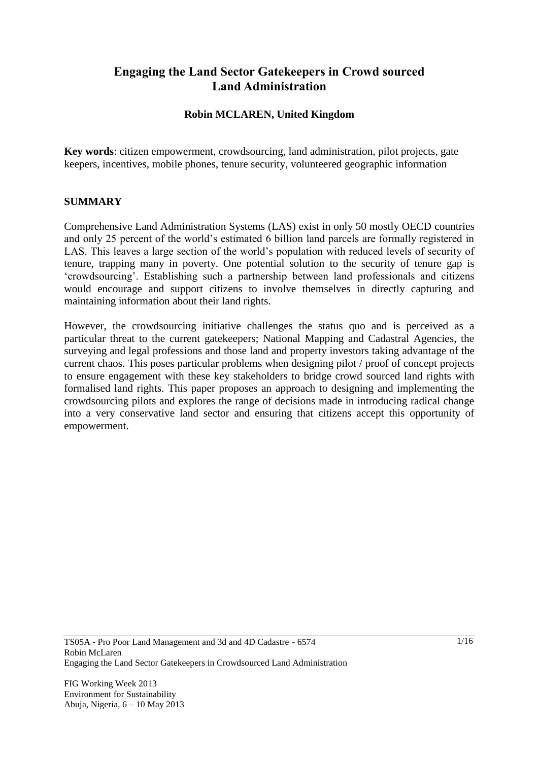# Engaging the Land Sector Gatekeepers in Crowd sourced Land Administration

**Robin MCLAREN, United Kingdom**

**Key words**: citizen empowerment, crowdsourcing, land administration, pilot projects, gate keepers, incentives, mobile phones, tenure security, volunteered geographic information

## SUMMARY

Comprehensive Land Administration Systems (LAS) exist in only 50 mostly OECD countries and only 25 percent of the world's estimated 6 billion land parcels are formally registered in LAS. This leaves a large section of the world's population with reduced levels of security of tenure, trapping many in poverty. One potential solution to the security of tenure gap is 'crowdsourcing'. Establishing such a partnership between land professionals and citizens would encourage and support citizens to involve themselves in directly capturing and maintaining information about their land rights.

However, the crowdsourcing initiative challenges the status quo and is perceived as a particular threat to the current gatekeepers; National Mapping and Cadastral Agencies, the surveying and legal professions and those land and property investors taking advantage of the current chaos. This poses particular problems when designing pilot / proof of concept projects to ensure engagement with these key stakeholders to bridge crowd sourced land rights with formalised land rights. This paper proposes an approach to designing and implementing the crowdsourcing pilots and explores the range of decisions made in introducing radical change into a very conservative land sector and ensuring that citizens accept this opportunity of empowerment.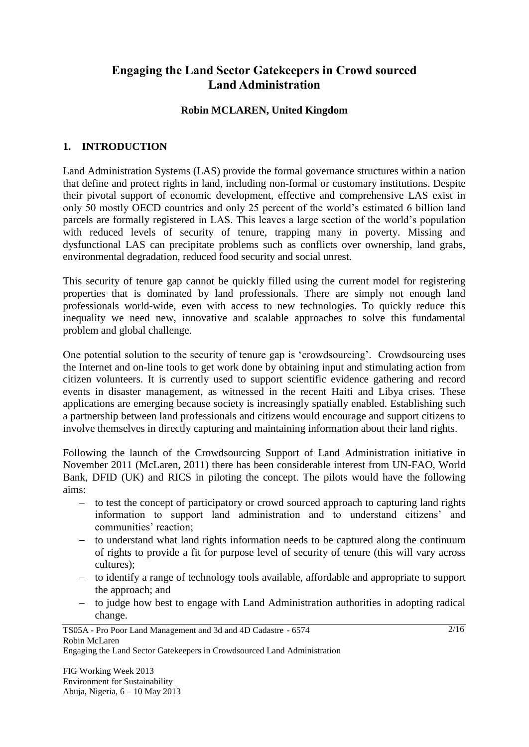# Engaging the Land Sector Gatekeepers in Crowd sourced Land Administration

**Robin MCLAREN, United Kingdom**

## 1. INTRODUCTION

Land Administration Systems (LAS) provide the formal governance structures within a nation that define and protect rights in land, including non-formal or customary institutions. Despite their pivotal support of economic development, effective and comprehensive LAS exist in only 50 mostly OECD countries and only 25 percent of the world's estimated 6 billion land parcels are formally registered in LAS. This leaves a large section of the world's population with reduced levels of security of tenure, trapping many in poverty. Missing and dysfunctional LAS can precipitate problems such as conflicts over ownership, land grabs, environmental degradation, reduced food security and social unrest.

This security of tenure gap cannot be quickly filled using the current model for registering properties that is dominated by land professionals. There are simply not enough land professionals world-wide, even with access to new technologies. To quickly reduce this inequality we need new, innovative and scalable approaches to solve this fundamental problem and global challenge.

One potential solution to the security of tenure gap is 'crowdsourcing'. Crowdsourcing uses the Internet and on-line tools to get work done by obtaining input and stimulating action from citizen volunteers. It is currently used to support scientific evidence gathering and record events in disaster management, as witnessed in the recent Haiti and Libya crises. These applications are emerging because society is increasingly spatially enabled. Establishing such a partnership between land professionals and citizens would encourage and support citizens to involve themselves in directly capturing and maintaining information about their land rights.

Following the launch of the Crowdsourcing Support of Land Administration initiative in November 2011 (McLaren, 2011) there has been considerable interest from UN-FAO, World Bank, DFID (UK) and RICS in piloting the concept. The pilots would have the following aims:

- to test the concept of participatory or crowd sourced approach to capturing land rights information to support land administration and to understand citizens' and communities' reaction;
- to understand what land rights information needs to be captured along the continuum of rights to provide a fit for purpose level of security of tenure (this will vary across cultures);
- to identify a range of technology tools available, affordable and appropriate to support the approach; and
- to judge how best to engage with Land Administration authorities in adopting radical change.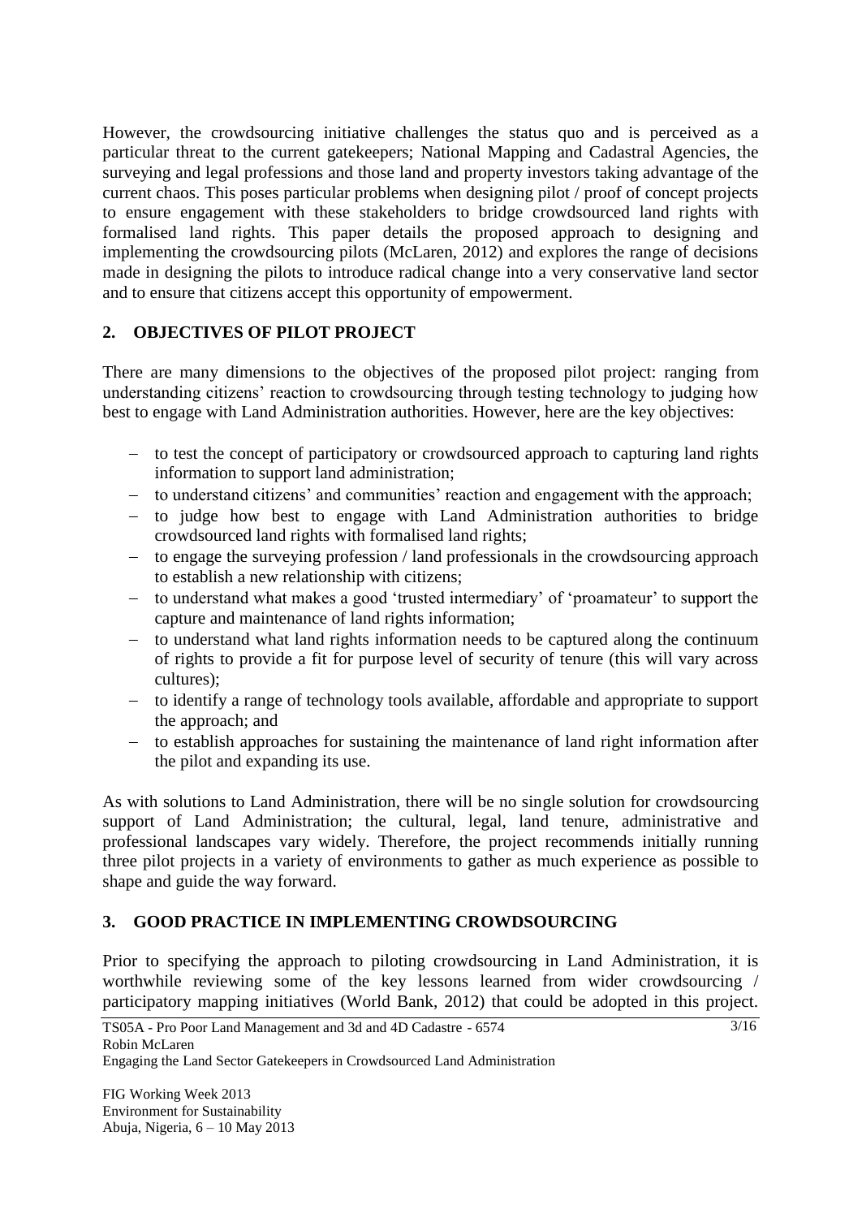However, the crowdsourcing initiative challenges the status quo and is perceived as a particular threat to the current gatekeepers; National Mapping and Cadastral Agencies, the surveying and legal professions and those land and property investors taking advantage of the current chaos. This poses particular problems when designing pilot / proof of concept projects to ensure engagement with these stakeholders to bridge crowdsourced land rights with formalised land rights. This paper details the proposed approach to designing and implementing the crowdsourcing pilots (McLaren, 2012) and explores the range of decisions made in designing the pilots to introduce radical change into a very conservative land sector and to ensure that citizens accept this opportunity of empowerment.

## 2. OBJECTIVES OF PILOT PROJECT

There are many dimensions to the objectives of the proposed pilot project: ranging from understanding citizens' reaction to crowdsourcing through testing technology to judging how best to engage with Land Administration authorities. However, here are the key objectives:

- to test the concept of participatory or crowdsourced approach to capturing land rights information to support land administration;
- to understand citizens' and communities' reaction and engagement with the approach;
- to judge how best to engage with Land Administration authorities to bridge crowdsourced land rights with formalised land rights;
- to engage the surveying profession / land professionals in the crowdsourcing approach to establish a new relationship with citizens;
- to understand what makes a good 'trusted intermediary' of 'proamateur' to support the capture and maintenance of land rights information;
- to understand what land rights information needs to be captured along the continuum of rights to provide a fit for purpose level of security of tenure (this will vary across cultures);
- to identify a range of technology tools available, affordable and appropriate to support the approach; and
- to establish approaches for sustaining the maintenance of land right information after the pilot and expanding its use.

As with solutions to Land Administration, there will be no single solution for crowdsourcing support of Land Administration; the cultural, legal, land tenure, administrative and professional landscapes vary widely. Therefore, the project recommends initially running three pilot projects in a variety of environments to gather as much experience as possible to shape and guide the way forward.

## 3. GOOD PRACTICE IN IMPLEMENTING CROWDSOURCING

Prior to specifying the approach to piloting crowdsourcing in Land Administration, it is worthwhile reviewing some of the key lessons learned from wider crowdsourcing / participatory mapping initiatives (World Bank, 2012) that could be adopted in this project.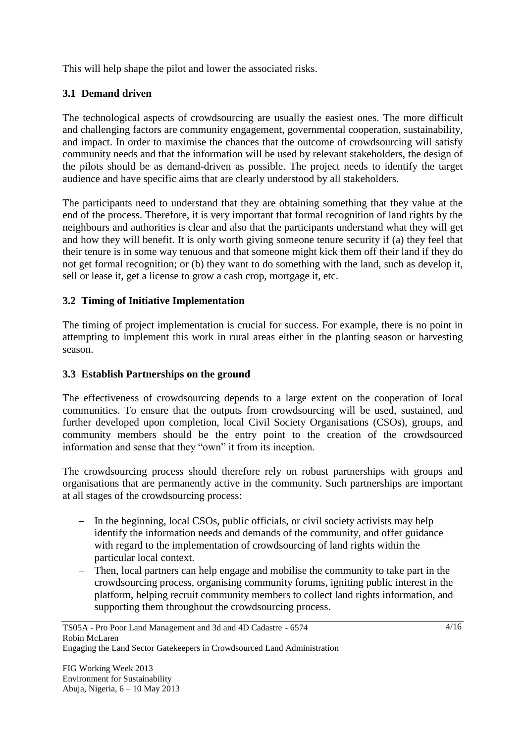This will help shape the pilot and lower the associated risks.

### 3.1 Demand driven

The technological aspects of crowdsourcing are usually the easiest ones. The more difficult and challenging factors are community engagement, governmental cooperation, sustainability, and impact. In order to maximise the chances that the outcome of crowdsourcing will satisfy community needs and that the information will be used by relevant stakeholders, the design of the pilots should be as demand-driven as possible. The project needs to identify the target audience and have specific aims that are clearly understood by all stakeholders.

The participants need to understand that they are obtaining something that they value at the end of the process. Therefore, it is very important that formal recognition of land rights by the neighbours and authorities is clear and also that the participants understand what they will get and how they will benefit. It is only worth giving someone tenure security if (a) they feel that their tenure is in some way tenuous and that someone might kick them off their land if they do not get formal recognition; or (b) they want to do something with the land, such as develop it, sell or lease it, get a license to grow a cash crop, mortgage it, etc.

### 3.2 Timing of Initiative Implementation

The timing of project implementation is crucial for success. For example, there is no point in attempting to implement this work in rural areas either in the planting season or harvesting season.

### 3.3 Establish Partnerships on the ground

The effectiveness of crowdsourcing depends to a large extent on the cooperation of local communities. To ensure that the outputs from crowdsourcing will be used, sustained, and further developed upon completion, local Civil Society Organisations (CSOs), groups, and community members should be the entry point to the creation of the crowdsourced information and sense that they "own" it from its inception.

The crowdsourcing process should therefore rely on robust partnerships with groups and organisations that are permanently active in the community. Such partnerships are important at all stages of the crowdsourcing process:

- In the beginning, local CSOs, public officials, or civil society activists may help identify the information needs and demands of the community, and offer guidance with regard to the implementation of crowdsourcing of land rights within the particular local context.
- Then, local partners can help engage and mobilise the community to take part in the crowdsourcing process, organising community forums, igniting public interest in the platform, helping recruit community members to collect land rights information, and supporting them throughout the crowdsourcing process.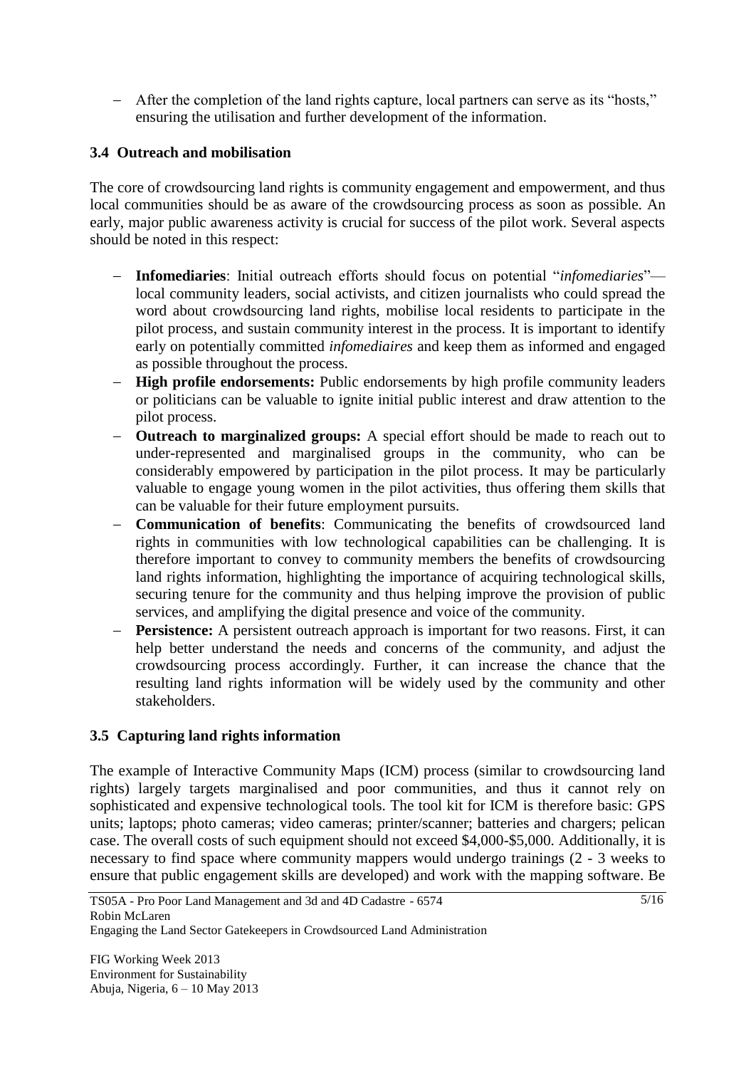- After the completion of the land rights capture, local partners can serve as its "hosts," ensuring the utilisation and further development of the information.

### 3.4 Outreach and mobilisation

The core of crowdsourcing land rights is community engagement and empowerment, and thus local communities should be as aware of the crowdsourcing process as soon as possible. An early, major public awareness activity is crucial for success of the pilot work. Several aspects should be noted in this respect:

- **Infomediaries**: Initial outreach efforts should focus on potential "*infomediaries*"—local community leaders, social activists, and citizen journalists who could spread the word about crowdsourcing land rights, mobilise local residents to participate in the pilot process, and sustain community interest in the process. It is important to identify early on potentially committed *infomediaires* and keep them as informed and engaged as possible throughout the process.
- **High profile endorsements:** Public endorsements by high profile community leaders or politicians can be valuable to ignite initial public interest and draw attention to the pilot process.
- **Outreach to marginalized groups:** A special effort should be made to reach out to under-represented and marginalised groups in the community, who can be considerably empowered by participation in the pilot process. It may be particularly valuable to engage young women in the pilot activities, thus offering them skills that can be valuable for their future employment pursuits.
- **Communication of benefits**: Communicating the benefits of crowdsourced land rights in communities with low technological capabilities can be challenging. It is therefore important to convey to community members the benefits of crowdsourcing land rights information, highlighting the importance of acquiring technological skills, securing tenure for the community and thus helping improve the provision of public services, and amplifying the digital presence and voice of the community.
- **Persistence:** A persistent outreach approach is important for two reasons. First, it can help better understand the needs and concerns of the community, and adjust the crowdsourcing process accordingly. Further, it can increase the chance that the resulting land rights information will be widely used by the community and other stakeholders.

### 3.5 Capturing land rights information

The example of Interactive Community Maps (ICM) process (similar to crowdsourcing land rights) largely targets marginalised and poor communities, and thus it cannot rely on sophisticated and expensive technological tools. The tool kit for ICM is therefore basic: GPS units; laptops; photo cameras; video cameras; printer/scanner; batteries and chargers; pelican case. The overall costs of such equipment should not exceed \$4,000-\$5,000. Additionally, it is necessary to find space where community mappers would undergo trainings (2 - 3 weeks to ensure that public engagement skills are developed) and work with the mapping software. Be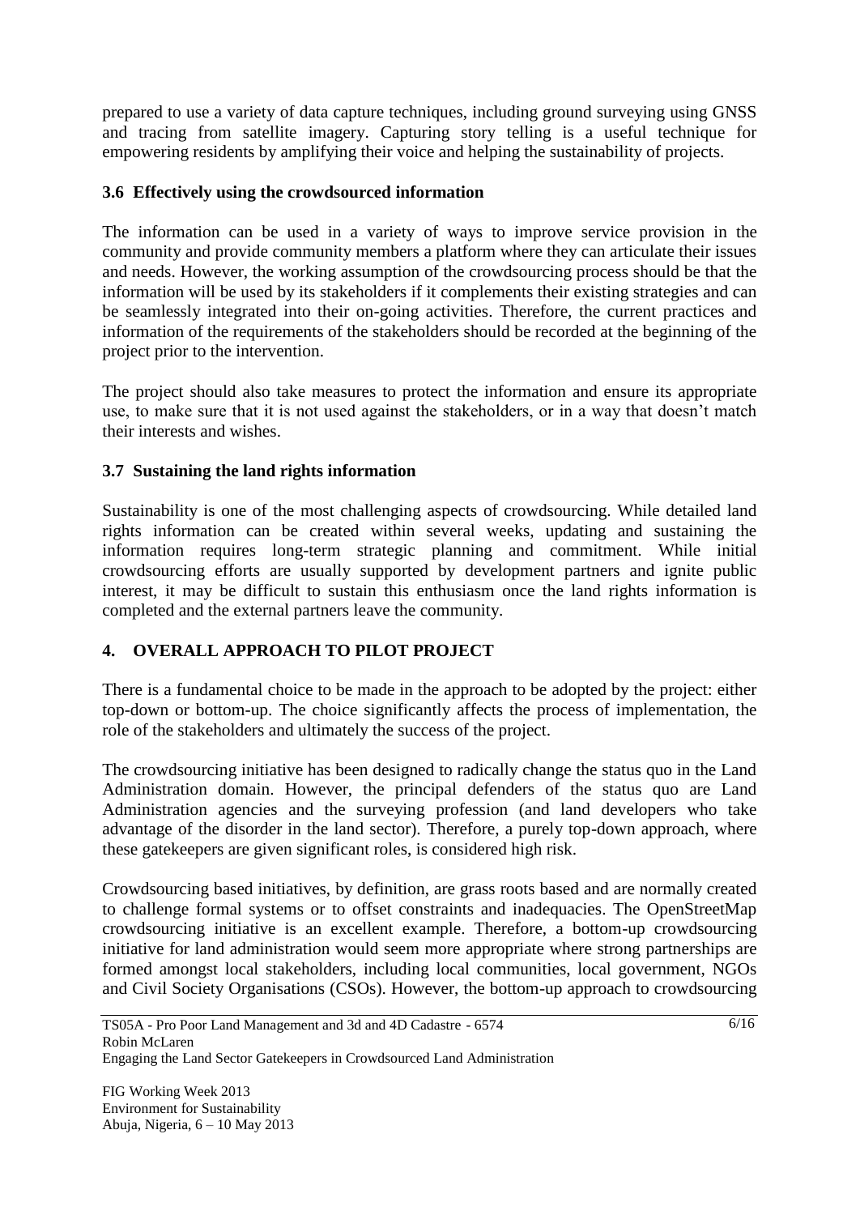prepared to use a variety of data capture techniques, including ground surveying using GNSS and tracing from satellite imagery. Capturing story telling is a useful technique for empowering residents by amplifying their voice and helping the sustainability of projects.

### 3.6 Effectively using the crowdsourced information

The information can be used in a variety of ways to improve service provision in the community and provide community members a platform where they can articulate their issues and needs. However, the working assumption of the crowdsourcing process should be that the information will be used by its stakeholders if it complements their existing strategies and can be seamlessly integrated into their on-going activities. Therefore, the current practices and information of the requirements of the stakeholders should be recorded at the beginning of the project prior to the intervention.

The project should also take measures to protect the information and ensure its appropriate use, to make sure that it is not used against the stakeholders, or in a way that doesn't match their interests and wishes.

### 3.7 Sustaining the land rights information

Sustainability is one of the most challenging aspects of crowdsourcing. While detailed land rights information can be created within several weeks, updating and sustaining the information requires long-term strategic planning and commitment. While initial crowdsourcing efforts are usually supported by development partners and ignite public interest, it may be difficult to sustain this enthusiasm once the land rights information is completed and the external partners leave the community.

## 4. OVERALL APPROACH TO PILOT PROJECT

There is a fundamental choice to be made in the approach to be adopted by the project: either top-down or bottom-up. The choice significantly affects the process of implementation, the role of the stakeholders and ultimately the success of the project.

The crowdsourcing initiative has been designed to radically change the status quo in the Land Administration domain. However, the principal defenders of the status quo are Land Administration agencies and the surveying profession (and land developers who take advantage of the disorder in the land sector). Therefore, a purely top-down approach, where these gatekeepers are given significant roles, is considered high risk.

Crowdsourcing based initiatives, by definition, are grass roots based and are normally created to challenge formal systems or to offset constraints and inadequacies. The OpenStreetMap crowdsourcing initiative is an excellent example. Therefore, a bottom-up crowdsourcing initiative for land administration would seem more appropriate where strong partnerships are formed amongst local stakeholders, including local communities, local government, NGOs and Civil Society Organisations (CSOs). However, the bottom-up approach to crowdsourcing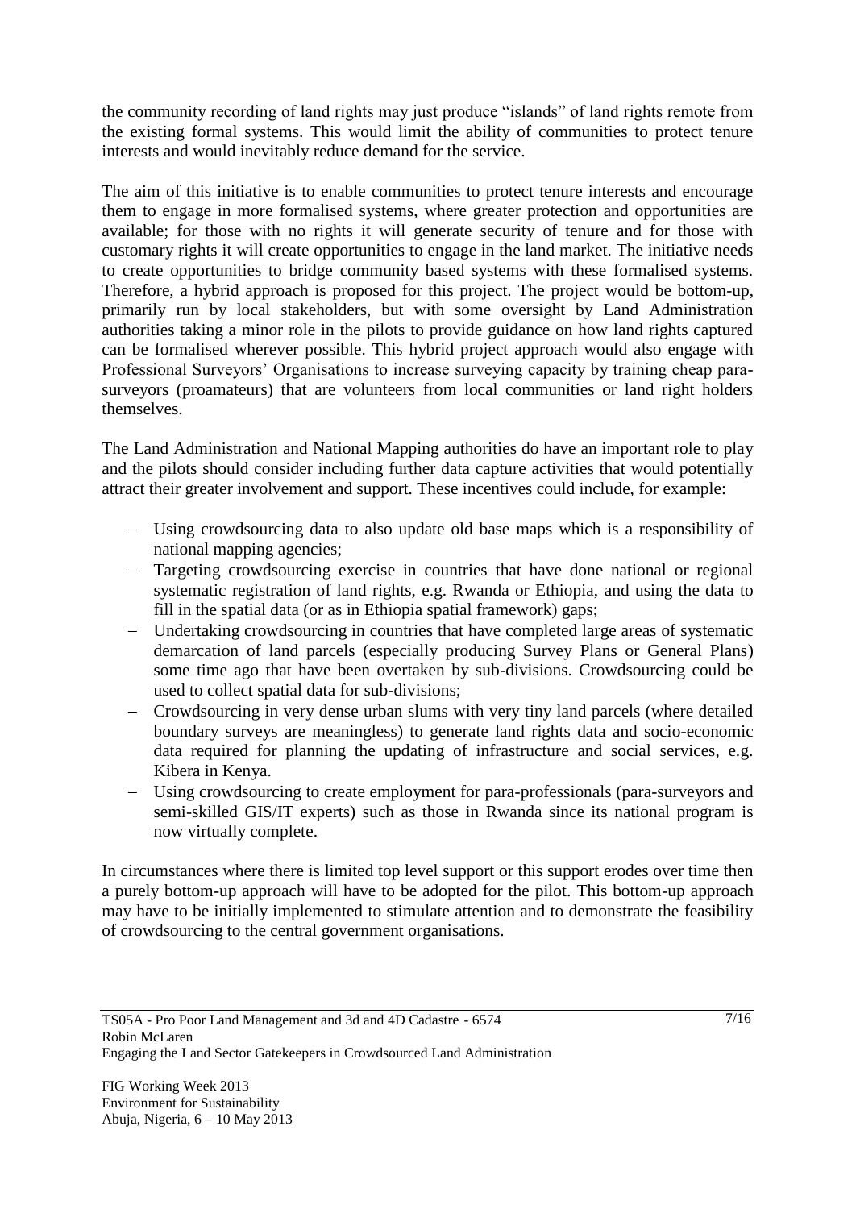the community recording of land rights may just produce "islands" of land rights remote from the existing formal systems. This would limit the ability of communities to protect tenure interests and would inevitably reduce demand for the service.

The aim of this initiative is to enable communities to protect tenure interests and encourage them to engage in more formalised systems, where greater protection and opportunities are available; for those with no rights it will generate security of tenure and for those with customary rights it will create opportunities to engage in the land market. The initiative needs to create opportunities to bridge community based systems with these formalised systems. Therefore, a hybrid approach is proposed for this project. The project would be bottom-up, primarily run by local stakeholders, but with some oversight by Land Administration authorities taking a minor role in the pilots to provide guidance on how land rights captured can be formalised wherever possible. This hybrid project approach would also engage with Professional Surveyors' Organisations to increase surveying capacity by training cheap para-surveyors (proamateurs) that are volunteers from local communities or land right holders themselves.

The Land Administration and National Mapping authorities do have an important role to play and the pilots should consider including further data capture activities that would potentially attract their greater involvement and support. These incentives could include, for example:

- Using crowdsourcing data to also update old base maps which is a responsibility of national mapping agencies;
- Targeting crowdsourcing exercise in countries that have done national or regional systematic registration of land rights, e.g. Rwanda or Ethiopia, and using the data to fill in the spatial data (or as in Ethiopia spatial framework) gaps;
- Undertaking crowdsourcing in countries that have completed large areas of systematic demarcation of land parcels (especially producing Survey Plans or General Plans) some time ago that have been overtaken by sub-divisions. Crowdsourcing could be used to collect spatial data for sub-divisions;
- Crowdsourcing in very dense urban slums with very tiny land parcels (where detailed boundary surveys are meaningless) to generate land rights data and socio-economic data required for planning the updating of infrastructure and social services, e.g. Kibera in Kenya.
- Using crowdsourcing to create employment for para-professionals (para-surveyors and semi-skilled GIS/IT experts) such as those in Rwanda since its national program is now virtually complete.

In circumstances where there is limited top level support or this support erodes over time then a purely bottom-up approach will have to be adopted for the pilot. This bottom-up approach may have to be initially implemented to stimulate attention and to demonstrate the feasibility of crowdsourcing to the central government organisations.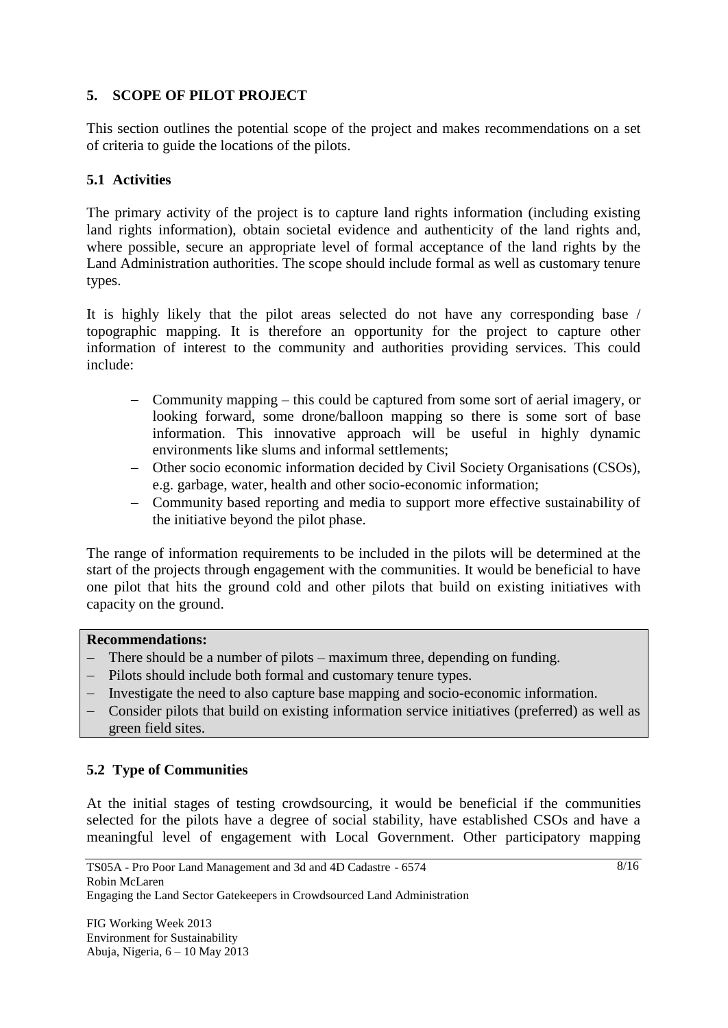## 5. SCOPE OF PILOT PROJECT

This section outlines the potential scope of the project and makes recommendations on a set of criteria to guide the locations of the pilots.

### 5.1 Activities

The primary activity of the project is to capture land rights information (including existing land rights information), obtain societal evidence and authenticity of the land rights and, where possible, secure an appropriate level of formal acceptance of the land rights by the Land Administration authorities. The scope should include formal as well as customary tenure types.

It is highly likely that the pilot areas selected do not have any corresponding base / topographic mapping. It is therefore an opportunity for the project to capture other information of interest to the community and authorities providing services. This could include:

- Community mapping – this could be captured from some sort of aerial imagery, or looking forward, some drone/balloon mapping so there is some sort of base information. This innovative approach will be useful in highly dynamic environments like slums and informal settlements;
- Other socio economic information decided by Civil Society Organisations (CSOs), e.g. garbage, water, health and other socio-economic information;
- Community based reporting and media to support more effective sustainability of the initiative beyond the pilot phase.

The range of information requirements to be included in the pilots will be determined at the start of the projects through engagement with the communities. It would be beneficial to have one pilot that hits the ground cold and other pilots that build on existing initiatives with capacity on the ground.

**Recommendations:**

- There should be a number of pilots – maximum three, depending on funding.
- Pilots should include both formal and customary tenure types.
- Investigate the need to also capture base mapping and socio-economic information.
- Consider pilots that build on existing information service initiatives (preferred) as well as green field sites.

### 5.2 Type of Communities

At the initial stages of testing crowdsourcing, it would be beneficial if the communities selected for the pilots have a degree of social stability, have established CSOs and have a meaningful level of engagement with Local Government. Other participatory mapping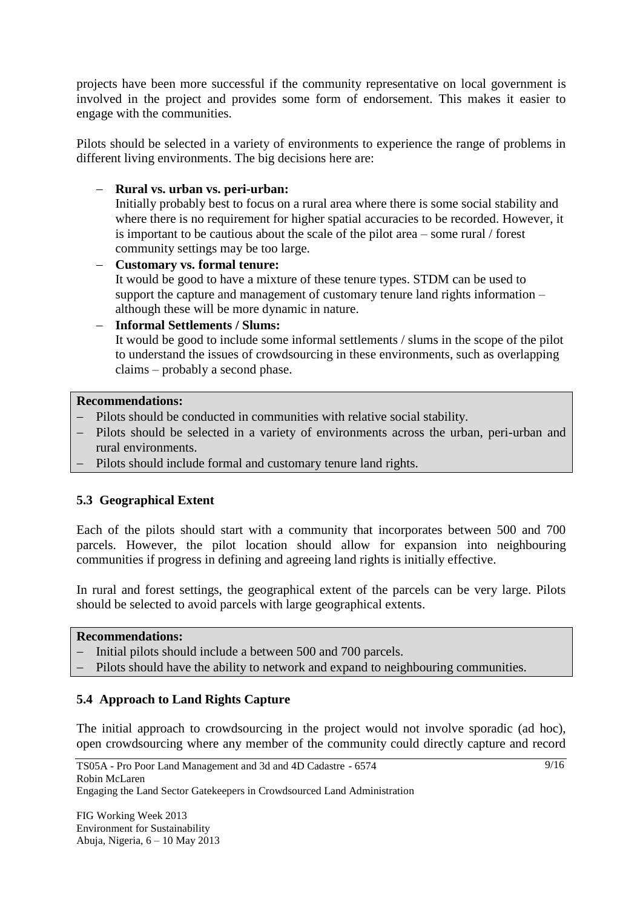projects have been more successful if the community representative on local government is involved in the project and provides some form of endorsement. This makes it easier to engage with the communities.

Pilots should be selected in a variety of environments to experience the range of problems in different living environments. The big decisions here are:

- **Rural vs. urban vs. peri-urban:**
  Initially probably best to focus on a rural area where there is some social stability and where there is no requirement for higher spatial accuracies to be recorded. However, it is important to be cautious about the scale of the pilot area – some rural / forest community settings may be too large.
- **Customary vs. formal tenure:**
  It would be good to have a mixture of these tenure types. STDM can be used to support the capture and management of customary tenure land rights information – although these will be more dynamic in nature.
- **Informal Settlements / Slums:**
  It would be good to include some informal settlements / slums in the scope of the pilot to understand the issues of crowdsourcing in these environments, such as overlapping claims – probably a second phase.

**Recommendations:**

- Pilots should be conducted in communities with relative social stability.
- Pilots should be selected in a variety of environments across the urban, peri-urban and rural environments.
- Pilots should include formal and customary tenure land rights.

### 5.3 Geographical Extent

Each of the pilots should start with a community that incorporates between 500 and 700 parcels. However, the pilot location should allow for expansion into neighbouring communities if progress in defining and agreeing land rights is initially effective.

In rural and forest settings, the geographical extent of the parcels can be very large. Pilots should be selected to avoid parcels with large geographical extents.

**Recommendations:**

- Initial pilots should include a between 500 and 700 parcels.
- Pilots should have the ability to network and expand to neighbouring communities.

### 5.4 Approach to Land Rights Capture

The initial approach to crowdsourcing in the project would not involve sporadic (ad hoc), open crowdsourcing where any member of the community could directly capture and record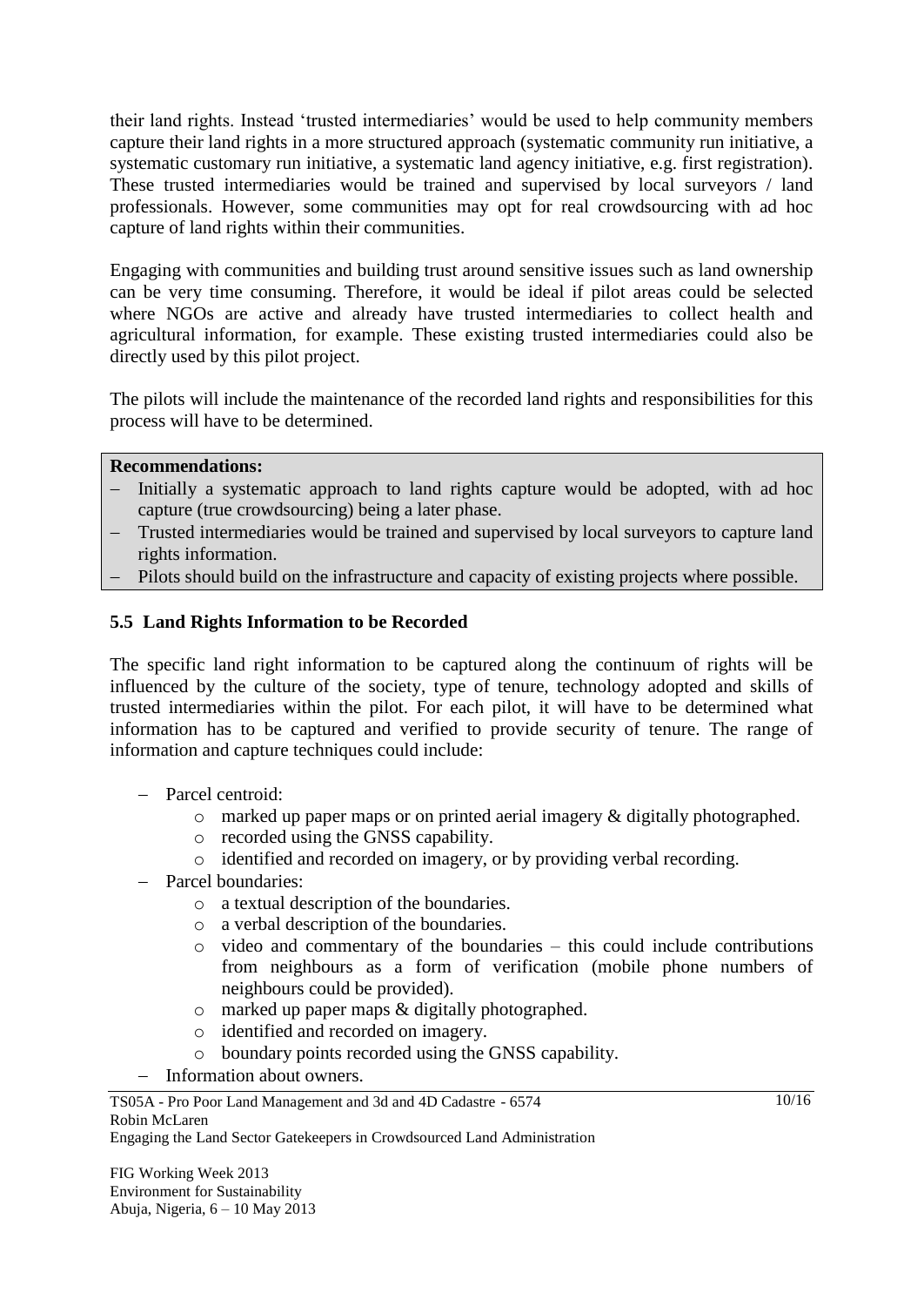their land rights. Instead 'trusted intermediaries' would be used to help community members capture their land rights in a more structured approach (systematic community run initiative, a systematic customary run initiative, a systematic land agency initiative, e.g. first registration). These trusted intermediaries would be trained and supervised by local surveyors / land professionals. However, some communities may opt for real crowdsourcing with ad hoc capture of land rights within their communities.

Engaging with communities and building trust around sensitive issues such as land ownership can be very time consuming. Therefore, it would be ideal if pilot areas could be selected where NGOs are active and already have trusted intermediaries to collect health and agricultural information, for example. These existing trusted intermediaries could also be directly used by this pilot project.

The pilots will include the maintenance of the recorded land rights and responsibilities for this process will have to be determined.

**Recommendations:**

- Initially a systematic approach to land rights capture would be adopted, with ad hoc capture (true crowdsourcing) being a later phase.
- Trusted intermediaries would be trained and supervised by local surveyors to capture land rights information.
- Pilots should build on the infrastructure and capacity of existing projects where possible.

## 5.5 Land Rights Information to be Recorded

The specific land right information to be captured along the continuum of rights will be influenced by the culture of the society, type of tenure, technology adopted and skills of trusted intermediaries within the pilot. For each pilot, it will have to be determined what information has to be captured and verified to provide security of tenure. The range of information and capture techniques could include:

- Parcel centroid:
  - marked up paper maps or on printed aerial imagery & digitally photographed.
  - recorded using the GNSS capability.
  - identified and recorded on imagery, or by providing verbal recording.
- Parcel boundaries:
  - a textual description of the boundaries.
  - a verbal description of the boundaries.
  - video and commentary of the boundaries – this could include contributions from neighbours as a form of verification (mobile phone numbers of neighbours could be provided).
  - marked up paper maps & digitally photographed.
  - identified and recorded on imagery.
  - boundary points recorded using the GNSS capability.
- Information about owners.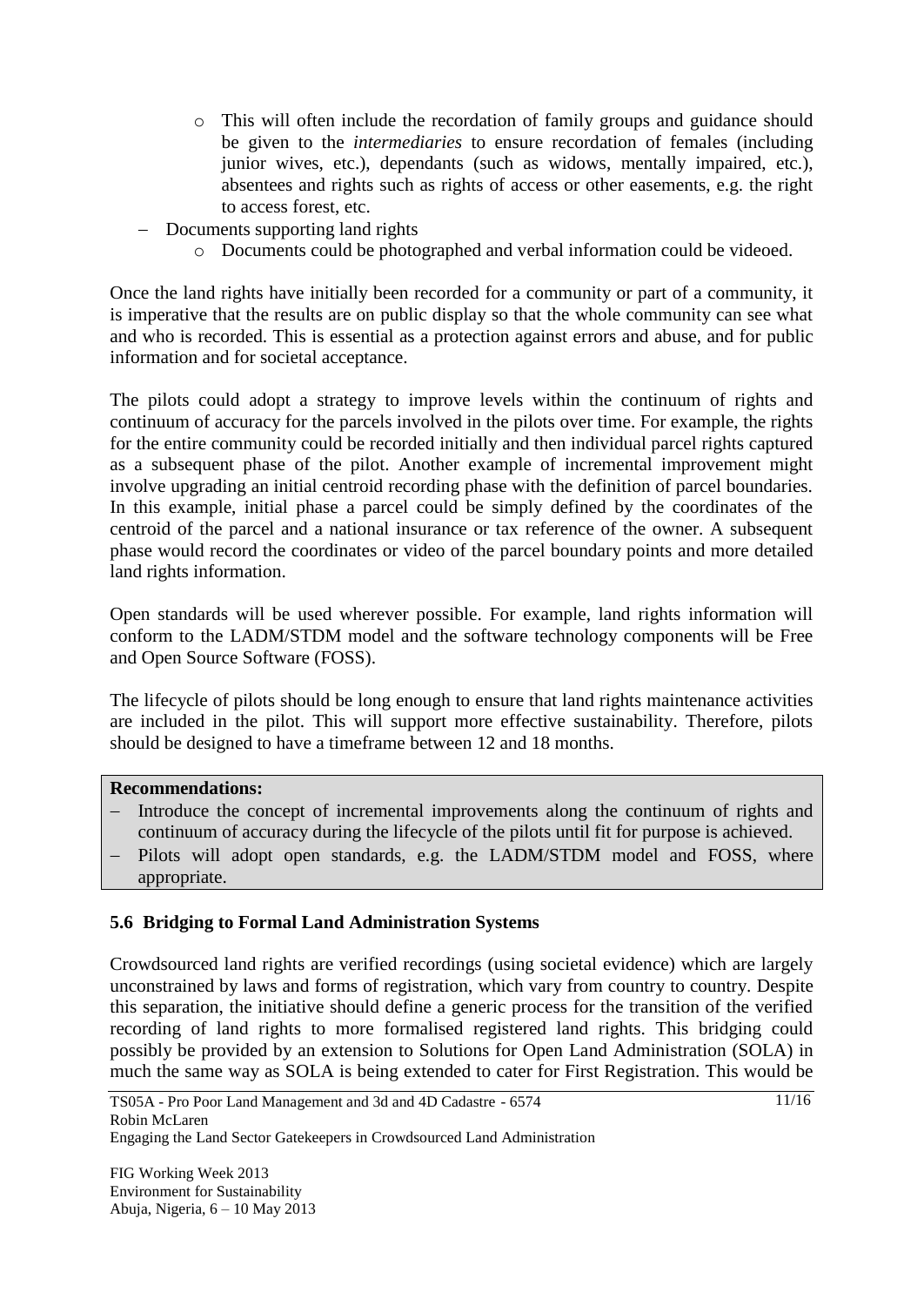- This will often include the recordation of family groups and guidance should be given to the *intermediaries* to ensure recordation of females (including junior wives, etc.), dependants (such as widows, mentally impaired, etc.), absentees and rights such as rights of access or other easements, e.g. the right to access forest, etc.
- Documents supporting land rights
  - Documents could be photographed and verbal information could be videoed.

Once the land rights have initially been recorded for a community or part of a community, it is imperative that the results are on public display so that the whole community can see what and who is recorded. This is essential as a protection against errors and abuse, and for public information and for societal acceptance.

The pilots could adopt a strategy to improve levels within the continuum of rights and continuum of accuracy for the parcels involved in the pilots over time. For example, the rights for the entire community could be recorded initially and then individual parcel rights captured as a subsequent phase of the pilot. Another example of incremental improvement might involve upgrading an initial centroid recording phase with the definition of parcel boundaries. In this example, initial phase a parcel could be simply defined by the coordinates of the centroid of the parcel and a national insurance or tax reference of the owner. A subsequent phase would record the coordinates or video of the parcel boundary points and more detailed land rights information.

Open standards will be used wherever possible. For example, land rights information will conform to the LADM/STDM model and the software technology components will be Free and Open Source Software (FOSS).

The lifecycle of pilots should be long enough to ensure that land rights maintenance activities are included in the pilot. This will support more effective sustainability. Therefore, pilots should be designed to have a timeframe between 12 and 18 months.

**Recommendations:**

- Introduce the concept of incremental improvements along the continuum of rights and continuum of accuracy during the lifecycle of the pilots until fit for purpose is achieved.
- Pilots will adopt open standards, e.g. the LADM/STDM model and FOSS, where appropriate.

### 5.6 Bridging to Formal Land Administration Systems

Crowdsourced land rights are verified recordings (using societal evidence) which are largely unconstrained by laws and forms of registration, which vary from country to country. Despite this separation, the initiative should define a generic process for the transition of the verified recording of land rights to more formalised registered land rights. This bridging could possibly be provided by an extension to Solutions for Open Land Administration (SOLA) in much the same way as SOLA is being extended to cater for First Registration. This would be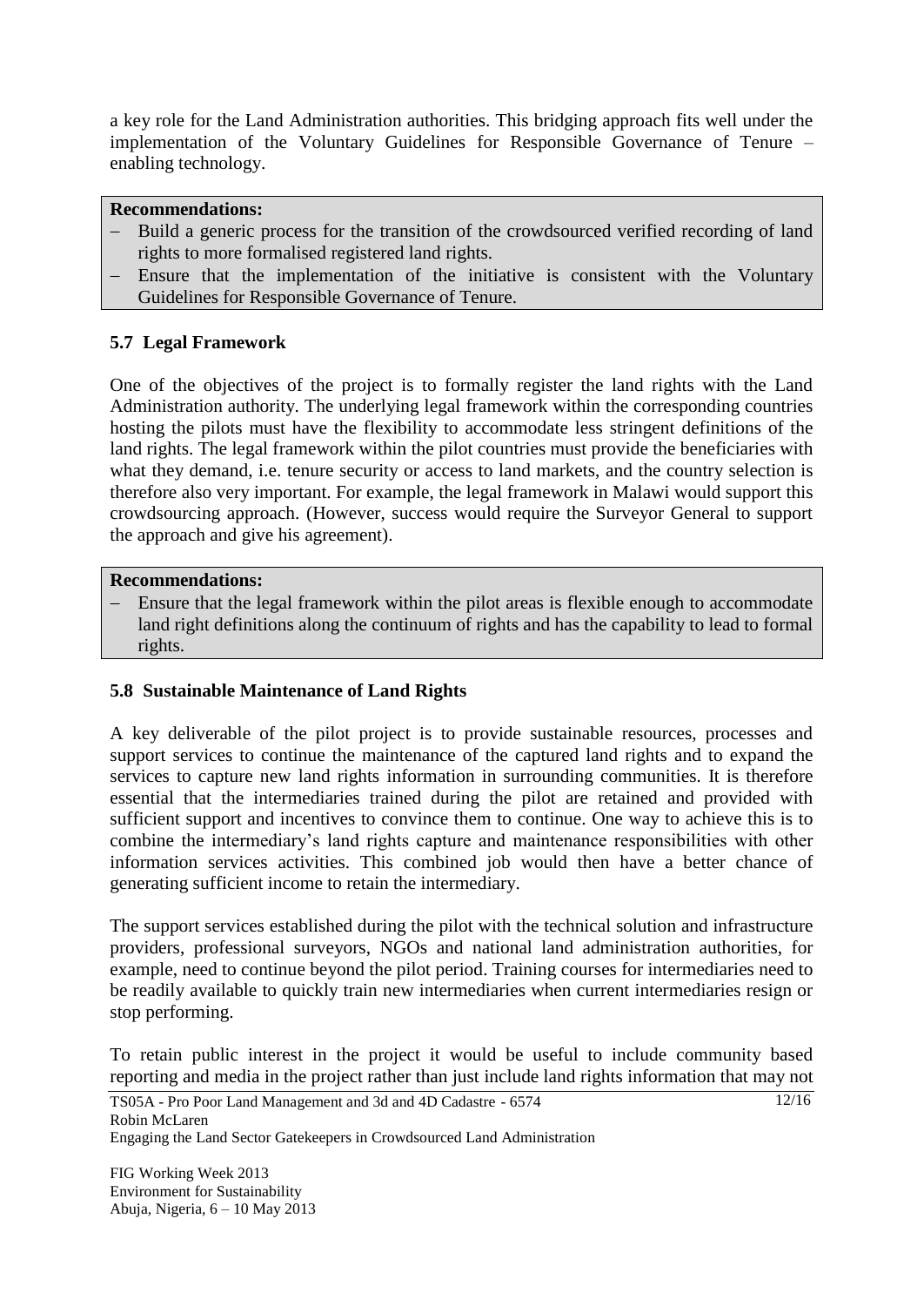a key role for the Land Administration authorities. This bridging approach fits well under the implementation of the Voluntary Guidelines for Responsible Governance of Tenure – enabling technology.

**Recommendations:**

- Build a generic process for the transition of the crowdsourced verified recording of land rights to more formalised registered land rights.
- Ensure that the implementation of the initiative is consistent with the Voluntary Guidelines for Responsible Governance of Tenure.

### 5.7 Legal Framework

One of the objectives of the project is to formally register the land rights with the Land Administration authority. The underlying legal framework within the corresponding countries hosting the pilots must have the flexibility to accommodate less stringent definitions of the land rights. The legal framework within the pilot countries must provide the beneficiaries with what they demand, i.e. tenure security or access to land markets, and the country selection is therefore also very important. For example, the legal framework in Malawi would support this crowdsourcing approach. (However, success would require the Surveyor General to support the approach and give his agreement).

**Recommendations:**

- Ensure that the legal framework within the pilot areas is flexible enough to accommodate land right definitions along the continuum of rights and has the capability to lead to formal rights.

### 5.8 Sustainable Maintenance of Land Rights

A key deliverable of the pilot project is to provide sustainable resources, processes and support services to continue the maintenance of the captured land rights and to expand the services to capture new land rights information in surrounding communities. It is therefore essential that the intermediaries trained during the pilot are retained and provided with sufficient support and incentives to convince them to continue. One way to achieve this is to combine the intermediary's land rights capture and maintenance responsibilities with other information services activities. This combined job would then have a better chance of generating sufficient income to retain the intermediary.

The support services established during the pilot with the technical solution and infrastructure providers, professional surveyors, NGOs and national land administration authorities, for example, need to continue beyond the pilot period. Training courses for intermediaries need to be readily available to quickly train new intermediaries when current intermediaries resign or stop performing.

To retain public interest in the project it would be useful to include community based reporting and media in the project rather than just include land rights information that may not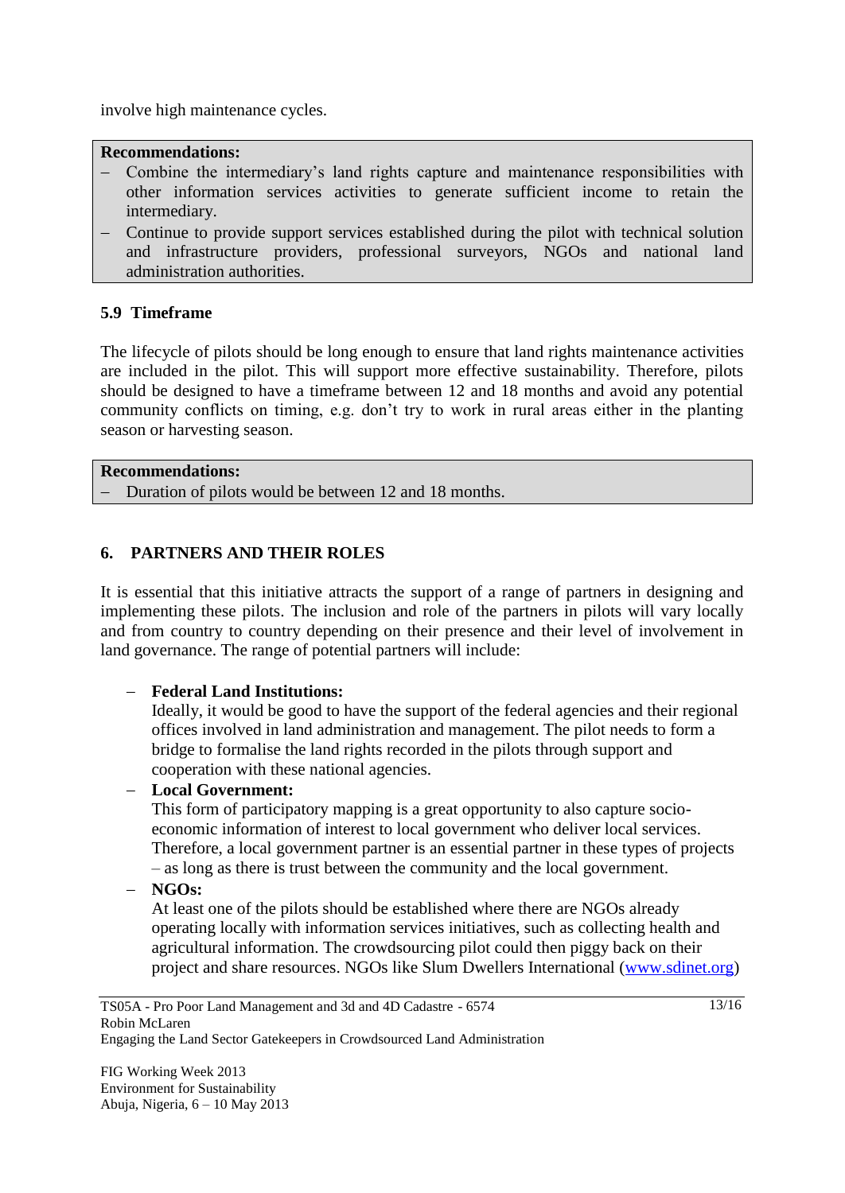involve high maintenance cycles.

**Recommendations:**

- Combine the intermediary's land rights capture and maintenance responsibilities with other information services activities to generate sufficient income to retain the intermediary.
- Continue to provide support services established during the pilot with technical solution and infrastructure providers, professional surveyors, NGOs and national land administration authorities.

### 5.9 Timeframe

The lifecycle of pilots should be long enough to ensure that land rights maintenance activities are included in the pilot. This will support more effective sustainability. Therefore, pilots should be designed to have a timeframe between 12 and 18 months and avoid any potential community conflicts on timing, e.g. don't try to work in rural areas either in the planting season or harvesting season.

**Recommendations:**

- Duration of pilots would be between 12 and 18 months.

## 6. PARTNERS AND THEIR ROLES

It is essential that this initiative attracts the support of a range of partners in designing and implementing these pilots. The inclusion and role of the partners in pilots will vary locally and from country to country depending on their presence and their level of involvement in land governance. The range of potential partners will include:

- **Federal Land Institutions:**
  Ideally, it would be good to have the support of the federal agencies and their regional offices involved in land administration and management. The pilot needs to form a bridge to formalise the land rights recorded in the pilots through support and cooperation with these national agencies.
- **Local Government:**
  This form of participatory mapping is a great opportunity to also capture socio-economic information of interest to local government who deliver local services. Therefore, a local government partner is an essential partner in these types of projects – as long as there is trust between the community and the local government.
- **NGOs:**
  At least one of the pilots should be established where there are NGOs already operating locally with information services initiatives, such as collecting health and agricultural information. The crowdsourcing pilot could then piggy back on their project and share resources. NGOs like Slum Dwellers International (www.sdinet.org)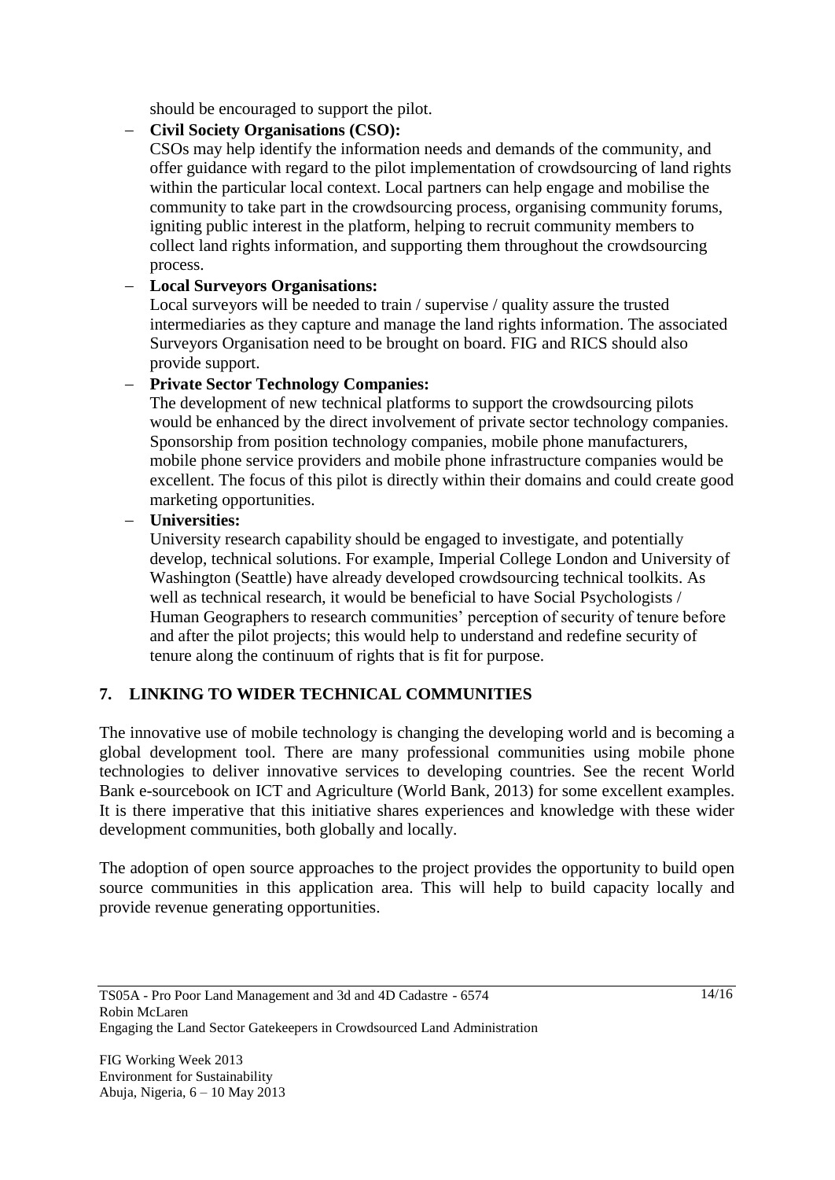should be encouraged to support the pilot.

- **Civil Society Organisations (CSO):**
  CSOs may help identify the information needs and demands of the community, and offer guidance with regard to the pilot implementation of crowdsourcing of land rights within the particular local context. Local partners can help engage and mobilise the community to take part in the crowdsourcing process, organising community forums, igniting public interest in the platform, helping to recruit community members to collect land rights information, and supporting them throughout the crowdsourcing process.
- **Local Surveyors Organisations:**
  Local surveyors will be needed to train / supervise / quality assure the trusted intermediaries as they capture and manage the land rights information. The associated Surveyors Organisation need to be brought on board. FIG and RICS should also provide support.
- **Private Sector Technology Companies:**
  The development of new technical platforms to support the crowdsourcing pilots would be enhanced by the direct involvement of private sector technology companies. Sponsorship from position technology companies, mobile phone manufacturers, mobile phone service providers and mobile phone infrastructure companies would be excellent. The focus of this pilot is directly within their domains and could create good marketing opportunities.
- **Universities:**
  University research capability should be engaged to investigate, and potentially develop, technical solutions. For example, Imperial College London and University of Washington (Seattle) have already developed crowdsourcing technical toolkits. As well as technical research, it would be beneficial to have Social Psychologists / Human Geographers to research communities' perception of security of tenure before and after the pilot projects; this would help to understand and redefine security of tenure along the continuum of rights that is fit for purpose.

## 7. LINKING TO WIDER TECHNICAL COMMUNITIES

The innovative use of mobile technology is changing the developing world and is becoming a global development tool. There are many professional communities using mobile phone technologies to deliver innovative services to developing countries. See the recent World Bank e-sourcebook on ICT and Agriculture (World Bank, 2013) for some excellent examples. It is there imperative that this initiative shares experiences and knowledge with these wider development communities, both globally and locally.

The adoption of open source approaches to the project provides the opportunity to build open source communities in this application area. This will help to build capacity locally and provide revenue generating opportunities.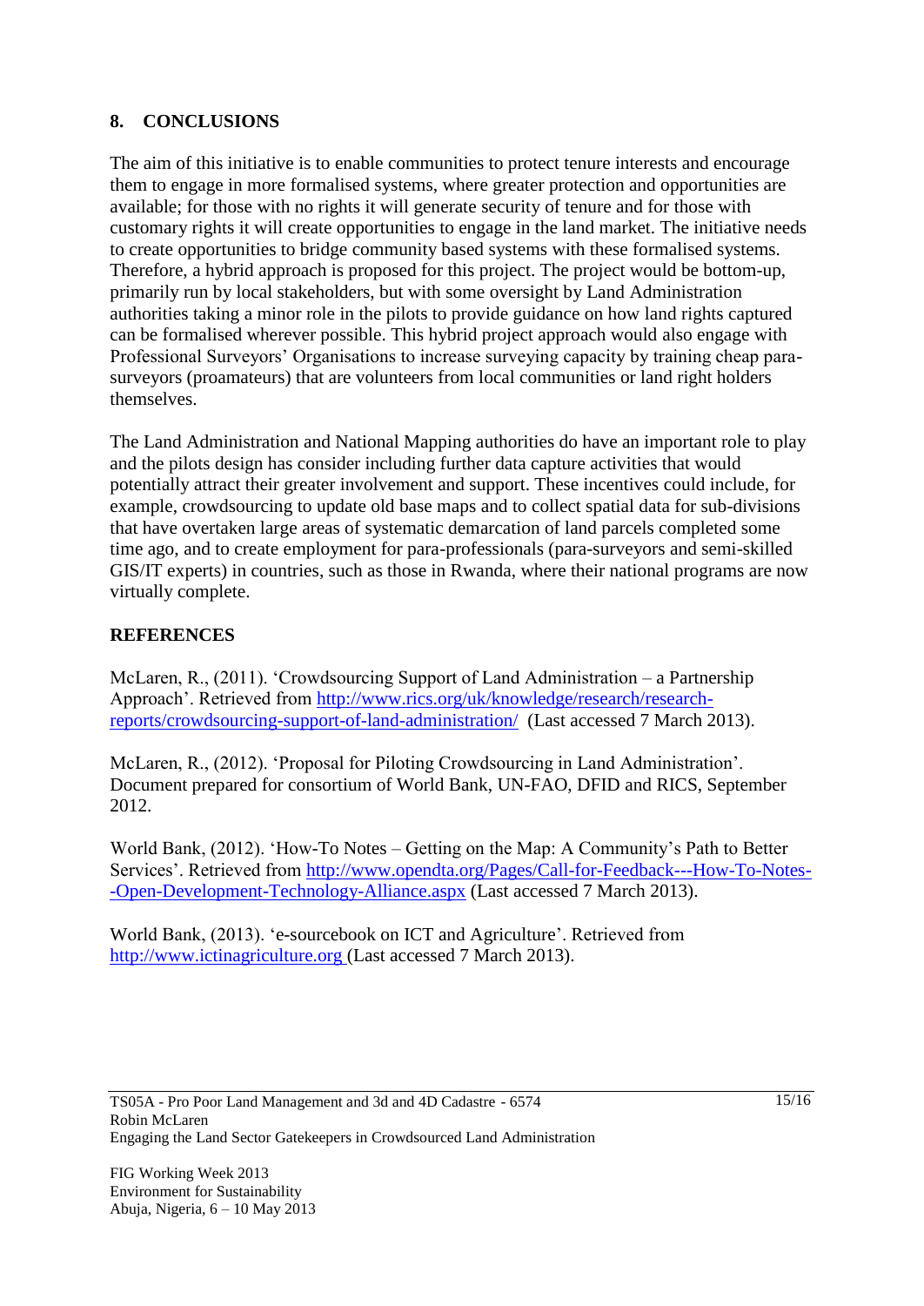## 8. CONCLUSIONS

The aim of this initiative is to enable communities to protect tenure interests and encourage them to engage in more formalised systems, where greater protection and opportunities are available; for those with no rights it will generate security of tenure and for those with customary rights it will create opportunities to engage in the land market. The initiative needs to create opportunities to bridge community based systems with these formalised systems. Therefore, a hybrid approach is proposed for this project. The project would be bottom-up, primarily run by local stakeholders, but with some oversight by Land Administration authorities taking a minor role in the pilots to provide guidance on how land rights captured can be formalised wherever possible. This hybrid project approach would also engage with Professional Surveyors' Organisations to increase surveying capacity by training cheap para-surveyors (proamateurs) that are volunteers from local communities or land right holders themselves.

The Land Administration and National Mapping authorities do have an important role to play and the pilots design has consider including further data capture activities that would potentially attract their greater involvement and support. These incentives could include, for example, crowdsourcing to update old base maps and to collect spatial data for sub-divisions that have overtaken large areas of systematic demarcation of land parcels completed some time ago, and to create employment for para-professionals (para-surveyors and semi-skilled GIS/IT experts) in countries, such as those in Rwanda, where their national programs are now virtually complete.

## REFERENCES

McLaren, R., (2011). 'Crowdsourcing Support of Land Administration – a Partnership Approach'. Retrieved from http://www.rics.org/uk/knowledge/research/research-reports/crowdsourcing-support-of-land-administration/ (Last accessed 7 March 2013).

McLaren, R., (2012). 'Proposal for Piloting Crowdsourcing in Land Administration'. Document prepared for consortium of World Bank, UN-FAO, DFID and RICS, September 2012.

World Bank, (2012). 'How-To Notes – Getting on the Map: A Community's Path to Better Services'. Retrieved from http://www.opendta.org/Pages/Call-for-Feedback---How-To-Notes--Open-Development-Technology-Alliance.aspx (Last accessed 7 March 2013).

World Bank, (2013). 'e-sourcebook on ICT and Agriculture'. Retrieved from http://www.ictinagriculture.org (Last accessed 7 March 2013).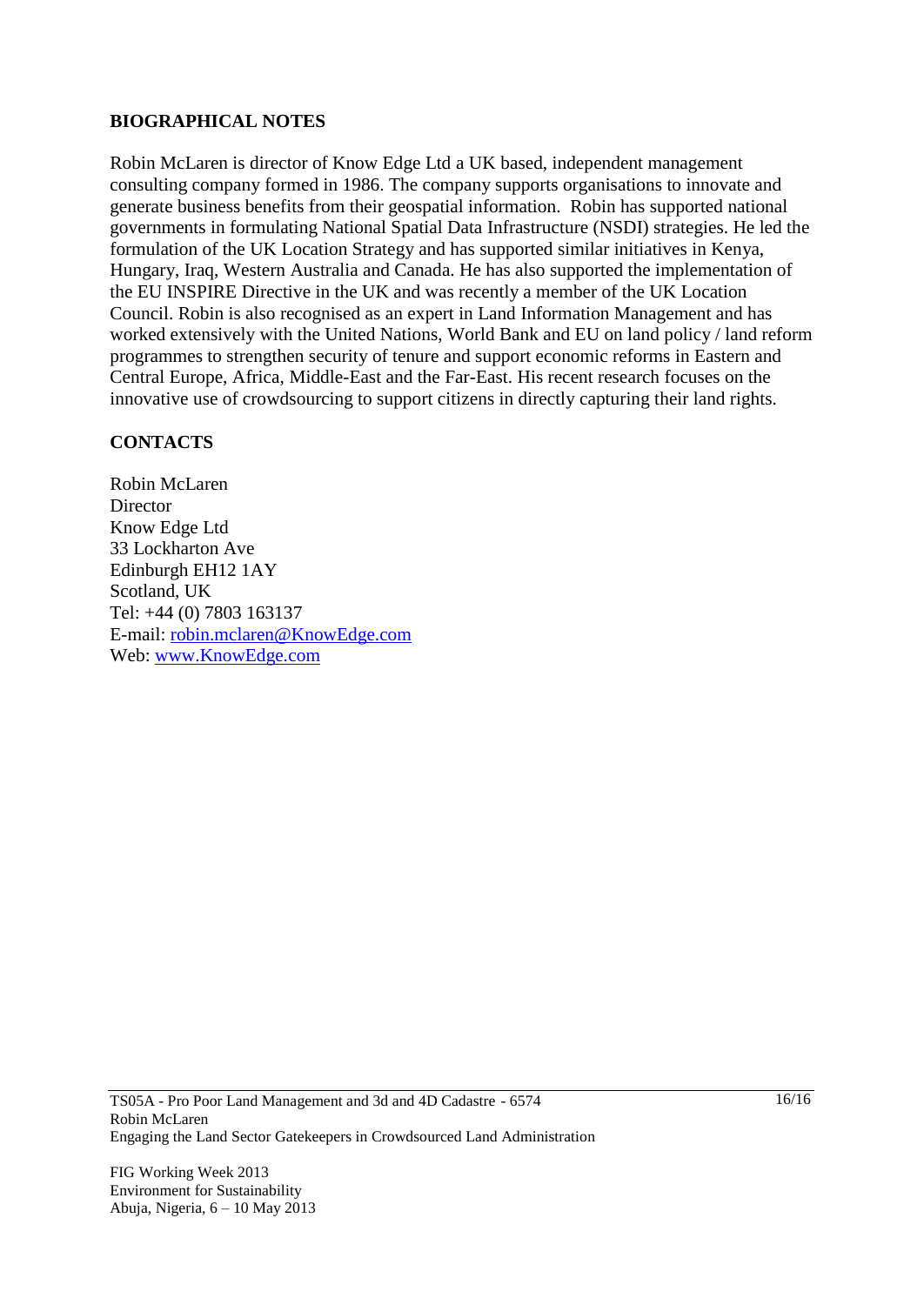## BIOGRAPHICAL NOTES

Robin McLaren is director of Know Edge Ltd a UK based, independent management consulting company formed in 1986. The company supports organisations to innovate and generate business benefits from their geospatial information. Robin has supported national governments in formulating National Spatial Data Infrastructure (NSDI) strategies. He led the formulation of the UK Location Strategy and has supported similar initiatives in Kenya, Hungary, Iraq, Western Australia and Canada. He has also supported the implementation of the EU INSPIRE Directive in the UK and was recently a member of the UK Location Council. Robin is also recognised as an expert in Land Information Management and has worked extensively with the United Nations, World Bank and EU on land policy / land reform programmes to strengthen security of tenure and support economic reforms in Eastern and Central Europe, Africa, Middle-East and the Far-East. His recent research focuses on the innovative use of crowdsourcing to support citizens in directly capturing their land rights.

## CONTACTS

Robin McLaren
Director
Know Edge Ltd
33 Lockharton Ave
Edinburgh EH12 1AY
Scotland, UK
Tel: +44 (0) 7803 163137
E-mail: robin.mclaren@KnowEdge.com
Web: www.KnowEdge.com